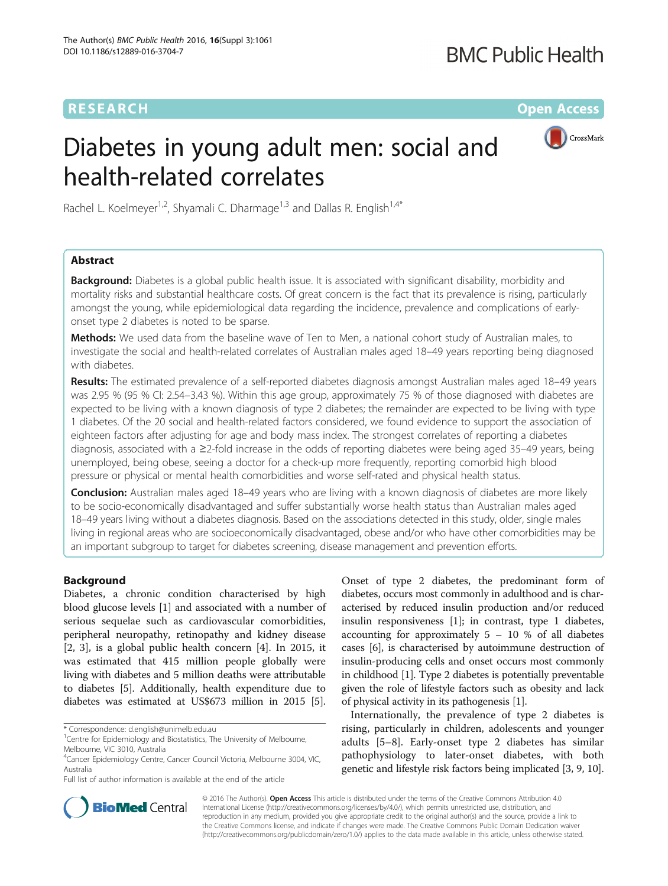# Diabetes in young adult men: social and health-related correlates

Rachel L. Koelmeyer[1,2], Shyamali C. Dharmage[1,3] and Dallas R. English[1,4*]

## Abstract

**Background:** Diabetes is a global public health issue. It is associated with significant disability, morbidity and mortality risks and substantial healthcare costs. Of great concern is the fact that its prevalence is rising, particularly amongst the young, while epidemiological data regarding the incidence, prevalence and complications of early-onset type 2 diabetes is noted to be sparse.

**Methods:** We used data from the baseline wave of Ten to Men, a national cohort study of Australian males, to investigate the social and health-related correlates of Australian males aged 18–49 years reporting being diagnosed with diabetes.

**Results:** The estimated prevalence of a self-reported diabetes diagnosis amongst Australian males aged 18–49 years was 2.95 % (95 % CI: 2.54–3.43 %). Within this age group, approximately 75 % of those diagnosed with diabetes are expected to be living with a known diagnosis of type 2 diabetes; the remainder are expected to be living with type 1 diabetes. Of the 20 social and health-related factors considered, we found evidence to support the association of eighteen factors after adjusting for age and body mass index. The strongest correlates of reporting a diabetes diagnosis, associated with a ≥2-fold increase in the odds of reporting diabetes were being aged 35–49 years, being unemployed, being obese, seeing a doctor for a check-up more frequently, reporting comorbid high blood pressure or physical or mental health comorbidities and worse self-rated and physical health status.

**Conclusion:** Australian males aged 18–49 years who are living with a known diagnosis of diabetes are more likely to be socio-economically disadvantaged and suffer substantially worse health status than Australian males aged 18–49 years living without a diabetes diagnosis. Based on the associations detected in this study, older, single males living in regional areas who are socioeconomically disadvantaged, obese and/or who have other comorbidities may be an important subgroup to target for diabetes screening, disease management and prevention efforts.

## Background

Diabetes, a chronic condition characterised by high blood glucose levels [1] and associated with a number of serious sequelae such as cardiovascular comorbidities, peripheral neuropathy, retinopathy and kidney disease [2, 3], is a global public health concern [4]. In 2015, it was estimated that 415 million people globally were living with diabetes and 5 million deaths were attributable to diabetes [5]. Additionally, health expenditure due to diabetes was estimated at US$673 million in 2015 [5].

Onset of type 2 diabetes, the predominant form of diabetes, occurs most commonly in adulthood and is characterised by reduced insulin production and/or reduced insulin responsiveness [1]; in contrast, type 1 diabetes, accounting for approximately 5 – 10 % of all diabetes cases [6], is characterised by autoimmune destruction of insulin-producing cells and onset occurs most commonly in childhood [1]. Type 2 diabetes is potentially preventable given the role of lifestyle factors such as obesity and lack of physical activity in its pathogenesis [1].

Internationally, the prevalence of type 2 diabetes is rising, particularly in children, adolescents and younger adults [5–8]. Early-onset type 2 diabetes has similar pathophysiology to later-onset diabetes, with both genetic and lifestyle risk factors being implicated [3, 9, 10].

\* Correspondence: d.english@unimelb.edu.au
[1]Centre for Epidemiology and Biostatistics, The University of Melbourne, Melbourne, VIC 3010, Australia
[4]Cancer Epidemiology Centre, Cancer Council Victoria, Melbourne 3004, VIC, Australia
Full list of author information is available at the end of the article

© 2016 The Author(s). **Open Access** This article is distributed under the terms of the Creative Commons Attribution 4.0 International License (http://creativecommons.org/licenses/by/4.0/), which permits unrestricted use, distribution, and reproduction in any medium, provided you give appropriate credit to the original author(s) and the source, provide a link to the Creative Commons license, and indicate if changes were made. The Creative Commons Public Domain Dedication waiver (http://creativecommons.org/publicdomain/zero/1.0/) applies to the data made available in this article, unless otherwise stated.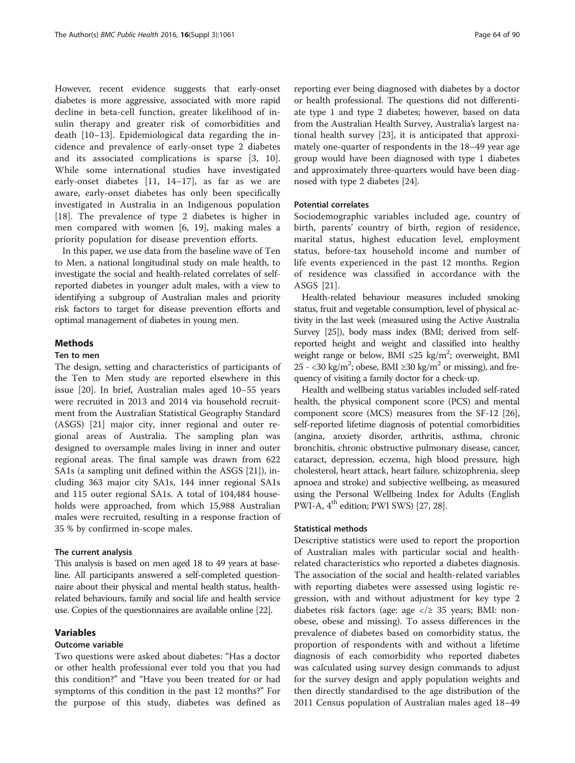However, recent evidence suggests that early-onset diabetes is more aggressive, associated with more rapid decline in beta-cell function, greater likelihood of insulin therapy and greater risk of comorbidities and death [10–13]. Epidemiological data regarding the incidence and prevalence of early-onset type 2 diabetes and its associated complications is sparse [3, 10]. While some international studies have investigated early-onset diabetes [11, 14–17], as far as we are aware, early-onset diabetes has only been specifically investigated in Australia in an Indigenous population [18]. The prevalence of type 2 diabetes is higher in men compared with women [6, 19], making males a priority population for disease prevention efforts.

In this paper, we use data from the baseline wave of Ten to Men, a national longitudinal study on male health, to investigate the social and health-related correlates of self-reported diabetes in younger adult males, with a view to identifying a subgroup of Australian males and priority risk factors to target for disease prevention efforts and optimal management of diabetes in young men.

## Methods

### Ten to men

The design, setting and characteristics of participants of the Ten to Men study are reported elsewhere in this issue [20]. In brief, Australian males aged 10–55 years were recruited in 2013 and 2014 via household recruitment from the Australian Statistical Geography Standard (ASGS) [21] major city, inner regional and outer regional areas of Australia. The sampling plan was designed to oversample males living in inner and outer regional areas. The final sample was drawn from 622 SA1s (a sampling unit defined within the ASGS [21]), including 363 major city SA1s, 144 inner regional SA1s and 115 outer regional SA1s. A total of 104,484 households were approached, from which 15,988 Australian males were recruited, resulting in a response fraction of 35 % by confirmed in-scope males.

#### The current analysis

This analysis is based on men aged 18 to 49 years at baseline. All participants answered a self-completed questionnaire about their physical and mental health status, health-related behaviours, family and social life and health service use. Copies of the questionnaires are available online [22].

## Variables

### Outcome variable

Two questions were asked about diabetes: "Has a doctor or other health professional ever told you that you had this condition?" and "Have you been treated for or had symptoms of this condition in the past 12 months?" For the purpose of this study, diabetes was defined as reporting ever being diagnosed with diabetes by a doctor or health professional. The questions did not differentiate type 1 and type 2 diabetes; however, based on data from the Australian Health Survey, Australia's largest national health survey [23], it is anticipated that approximately one-quarter of respondents in the 18–49 year age group would have been diagnosed with type 1 diabetes and approximately three-quarters would have been diagnosed with type 2 diabetes [24].

#### Potential correlates

Sociodemographic variables included age, country of birth, parents' country of birth, region of residence, marital status, highest education level, employment status, before-tax household income and number of life events experienced in the past 12 months. Region of residence was classified in accordance with the ASGS [21].

Health-related behaviour measures included smoking status, fruit and vegetable consumption, level of physical activity in the last week (measured using the Active Australia Survey [25]), body mass index (BMI; derived from self-reported height and weight and classified into healthy weight range or below, BMI $\leq 25$ kg/m$^2$; overweight, BMI 25 - $<30$ kg/m$^2$; obese, BMI $\geq 30$ kg/m$^2$ or missing), and frequency of visiting a family doctor for a check-up.

Health and wellbeing status variables included self-rated health, the physical component score (PCS) and mental component score (MCS) measures from the SF-12 [26], self-reported lifetime diagnosis of potential comorbidities (angina, anxiety disorder, arthritis, asthma, chronic bronchitis, chronic obstructive pulmonary disease, cancer, cataract, depression, eczema, high blood pressure, high cholesterol, heart attack, heart failure, schizophrenia, sleep apnoea and stroke) and subjective wellbeing, as measured using the Personal Wellbeing Index for Adults (English PWI-A, 4[th] edition; PWI SWS) [27, 28].

#### Statistical methods

Descriptive statistics were used to report the proportion of Australian males with particular social and health-related characteristics who reported a diabetes diagnosis. The association of the social and health-related variables with reporting diabetes were assessed using logistic regression, with and without adjustment for key type 2 diabetes risk factors (age: age $</\geq$ 35 years; BMI: non-obese, obese and missing). To assess differences in the prevalence of diabetes based on comorbidity status, the proportion of respondents with and without a lifetime diagnosis of each comorbidity who reported diabetes was calculated using survey design commands to adjust for the survey design and apply population weights and then directly standardised to the age distribution of the 2011 Census population of Australian males aged 18–49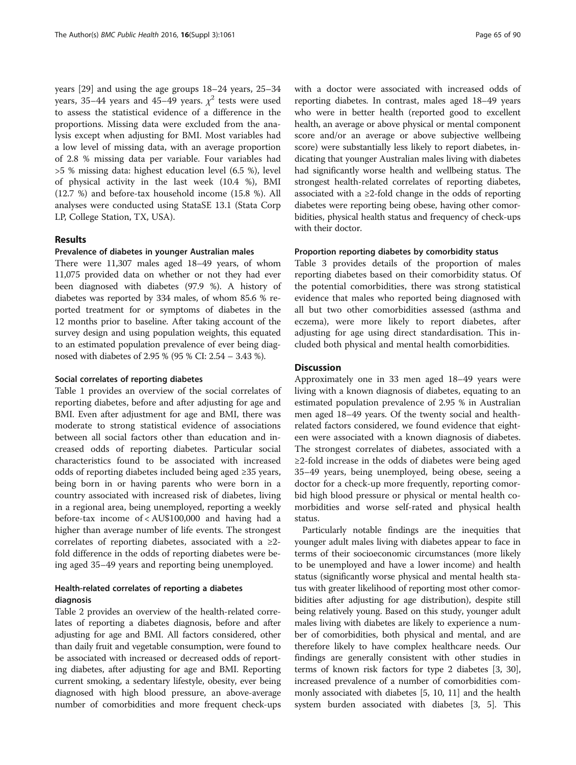years [29] and using the age groups 18–24 years, 25–34 years, 35–44 years and 45–49 years. $\chi^2$ tests were used to assess the statistical evidence of a difference in the proportions. Missing data were excluded from the analysis except when adjusting for BMI. Most variables had a low level of missing data, with an average proportion of 2.8 % missing data per variable. Four variables had >5 % missing data: highest education level (6.5 %), level of physical activity in the last week (10.4 %), BMI (12.7 %) and before-tax household income (15.8 %). All analyses were conducted using StataSE 13.1 (Stata Corp LP, College Station, TX, USA).

## Results

### Prevalence of diabetes in younger Australian males

There were 11,307 males aged 18–49 years, of whom 11,075 provided data on whether or not they had ever been diagnosed with diabetes (97.9 %). A history of diabetes was reported by 334 males, of whom 85.6 % reported treatment for or symptoms of diabetes in the 12 months prior to baseline. After taking account of the survey design and using population weights, this equated to an estimated population prevalence of ever being diagnosed with diabetes of 2.95 % (95 % CI: 2.54 – 3.43 %).

### Social correlates of reporting diabetes

Table 1 provides an overview of the social correlates of reporting diabetes, before and after adjusting for age and BMI. Even after adjustment for age and BMI, there was moderate to strong statistical evidence of associations between all social factors other than education and increased odds of reporting diabetes. Particular social characteristics found to be associated with increased odds of reporting diabetes included being aged ≥35 years, being born in or having parents who were born in a country associated with increased risk of diabetes, living in a regional area, being unemployed, reporting a weekly before-tax income of < AU$100,000 and having had a higher than average number of life events. The strongest correlates of reporting diabetes, associated with a ≥2-fold difference in the odds of reporting diabetes were being aged 35–49 years and reporting being unemployed.

### Health-related correlates of reporting a diabetes diagnosis

Table 2 provides an overview of the health-related correlates of reporting a diabetes diagnosis, before and after adjusting for age and BMI. All factors considered, other than daily fruit and vegetable consumption, were found to be associated with increased or decreased odds of reporting diabetes, after adjusting for age and BMI. Reporting current smoking, a sedentary lifestyle, obesity, ever being diagnosed with high blood pressure, an above-average number of comorbidities and more frequent check-ups with a doctor were associated with increased odds of reporting diabetes. In contrast, males aged 18–49 years who were in better health (reported good to excellent health, an average or above physical or mental component score and/or an average or above subjective wellbeing score) were substantially less likely to report diabetes, indicating that younger Australian males living with diabetes had significantly worse health and wellbeing status. The strongest health-related correlates of reporting diabetes, associated with a ≥2-fold change in the odds of reporting diabetes were reporting being obese, having other comorbidities, physical health status and frequency of check-ups with their doctor.

### Proportion reporting diabetes by comorbidity status

Table 3 provides details of the proportion of males reporting diabetes based on their comorbidity status. Of the potential comorbidities, there was strong statistical evidence that males who reported being diagnosed with all but two other comorbidities assessed (asthma and eczema), were more likely to report diabetes, after adjusting for age using direct standardisation. This included both physical and mental health comorbidities.

## Discussion

Approximately one in 33 men aged 18–49 years were living with a known diagnosis of diabetes, equating to an estimated population prevalence of 2.95 % in Australian men aged 18–49 years. Of the twenty social and health-related factors considered, we found evidence that eighteen were associated with a known diagnosis of diabetes. The strongest correlates of diabetes, associated with a ≥2-fold increase in the odds of diabetes were being aged 35–49 years, being unemployed, being obese, seeing a doctor for a check-up more frequently, reporting comorbid high blood pressure or physical or mental health comorbidities and worse self-rated and physical health status.

Particularly notable findings are the inequities that younger adult males living with diabetes appear to face in terms of their socioeconomic circumstances (more likely to be unemployed and have a lower income) and health status (significantly worse physical and mental health status with greater likelihood of reporting most other comorbidities after adjusting for age distribution), despite still being relatively young. Based on this study, younger adult males living with diabetes are likely to experience a number of comorbidities, both physical and mental, and are therefore likely to have complex healthcare needs. Our findings are generally consistent with other studies in terms of known risk factors for type 2 diabetes [3, 30], increased prevalence of a number of comorbidities commonly associated with diabetes [5, 10, 11] and the health system burden associated with diabetes [3, 5]. This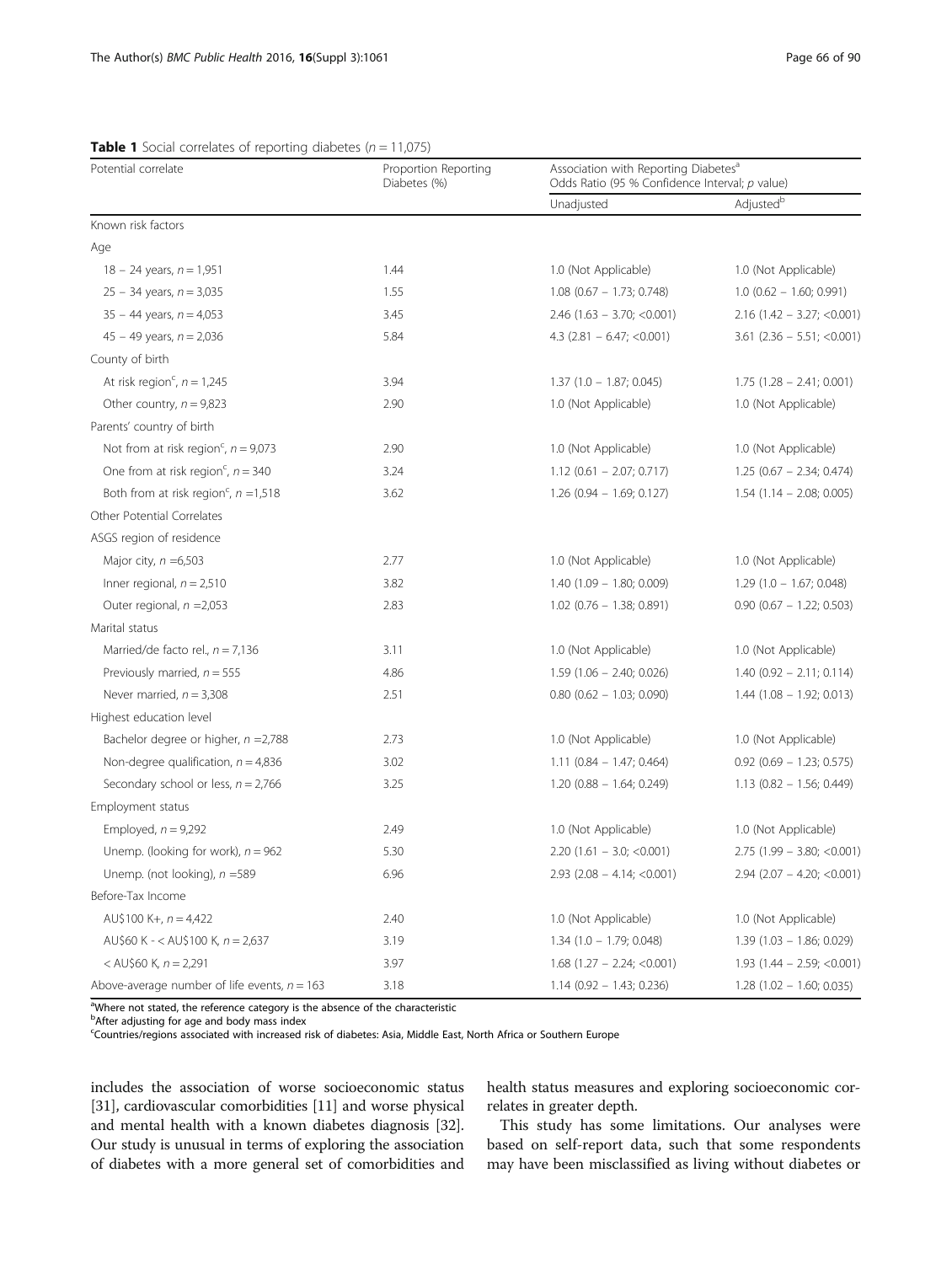**Table 1** Social correlates of reporting diabetes ($n = 11{,}075$)

| Potential correlate | Proportion Reporting Diabetes (%) | Association with Reporting Diabetes[a] Odds Ratio (95 % Confidence Interval; *p* value) | |
|---|---|---|---|
| | | Unadjusted | Adjusted[b] |
| Known risk factors | | | |
| Age | | | |
| 18 – 24 years, $n = 1{,}951$ | 1.44 | 1.0 (Not Applicable) | 1.0 (Not Applicable) |
| 25 – 34 years, $n = 3{,}035$ | 1.55 | 1.08 (0.67 – 1.73; 0.748) | 1.0 (0.62 – 1.60; 0.991) |
| 35 – 44 years, $n = 4{,}053$ | 3.45 | 2.46 (1.63 – 3.70; <0.001) | 2.16 (1.42 – 3.27; <0.001) |
| 45 – 49 years, $n = 2{,}036$ | 5.84 | 4.3 (2.81 – 6.47; <0.001) | 3.61 (2.36 – 5.51; <0.001) |
| County of birth | | | |
| At risk region[c], $n = 1{,}245$ | 3.94 | 1.37 (1.0 – 1.87; 0.045) | 1.75 (1.28 – 2.41; 0.001) |
| Other country, $n = 9{,}823$ | 2.90 | 1.0 (Not Applicable) | 1.0 (Not Applicable) |
| Parents' country of birth | | | |
| Not from at risk region[c], $n = 9{,}073$ | 2.90 | 1.0 (Not Applicable) | 1.0 (Not Applicable) |
| One from at risk region[c], $n = 340$ | 3.24 | 1.12 (0.61 – 2.07; 0.717) | 1.25 (0.67 – 2.34; 0.474) |
| Both from at risk region[c], $n = 1{,}518$ | 3.62 | 1.26 (0.94 – 1.69; 0.127) | 1.54 (1.14 – 2.08; 0.005) |
| Other Potential Correlates | | | |
| ASGS region of residence | | | |
| Major city, $n = 6{,}503$ | 2.77 | 1.0 (Not Applicable) | 1.0 (Not Applicable) |
| Inner regional, $n = 2{,}510$ | 3.82 | 1.40 (1.09 – 1.80; 0.009) | 1.29 (1.0 – 1.67; 0.048) |
| Outer regional, $n = 2{,}053$ | 2.83 | 1.02 (0.76 – 1.38; 0.891) | 0.90 (0.67 – 1.22; 0.503) |
| Marital status | | | |
| Married/de facto rel., $n = 7{,}136$ | 3.11 | 1.0 (Not Applicable) | 1.0 (Not Applicable) |
| Previously married, $n = 555$ | 4.86 | 1.59 (1.06 – 2.40; 0.026) | 1.40 (0.92 – 2.11; 0.114) |
| Never married, $n = 3{,}308$ | 2.51 | 0.80 (0.62 – 1.03; 0.090) | 1.44 (1.08 – 1.92; 0.013) |
| Highest education level | | | |
| Bachelor degree or higher, $n = 2{,}788$ | 2.73 | 1.0 (Not Applicable) | 1.0 (Not Applicable) |
| Non-degree qualification, $n = 4{,}836$ | 3.02 | 1.11 (0.84 – 1.47; 0.464) | 0.92 (0.69 – 1.23; 0.575) |
| Secondary school or less, $n = 2{,}766$ | 3.25 | 1.20 (0.88 – 1.64; 0.249) | 1.13 (0.82 – 1.56; 0.449) |
| Employment status | | | |
| Employed, $n = 9{,}292$ | 2.49 | 1.0 (Not Applicable) | 1.0 (Not Applicable) |
| Unemp. (looking for work), $n = 962$ | 5.30 | 2.20 (1.61 – 3.0; <0.001) | 2.75 (1.99 – 3.80; <0.001) |
| Unemp. (not looking), $n = 589$ | 6.96 | 2.93 (2.08 – 4.14; <0.001) | 2.94 (2.07 – 4.20; <0.001) |
| Before-Tax Income | | | |
| AU$100 K+, $n = 4{,}422$ | 2.40 | 1.0 (Not Applicable) | 1.0 (Not Applicable) |
| AU$60 K - < AU$100 K, $n = 2{,}637$ | 3.19 | 1.34 (1.0 – 1.79; 0.048) | 1.39 (1.03 – 1.86; 0.029) |
| < AU$60 K, $n = 2{,}291$ | 3.97 | 1.68 (1.27 – 2.24; <0.001) | 1.93 (1.44 – 2.59; <0.001) |
| Above-average number of life events, $n = 163$ | 3.18 | 1.14 (0.92 – 1.43; 0.236) | 1.28 (1.02 – 1.60; 0.035) |

[a]Where not stated, the reference category is the absence of the characteristic
[b]After adjusting for age and body mass index
[c]Countries/regions associated with increased risk of diabetes: Asia, Middle East, North Africa or Southern Europe

includes the association of worse socioeconomic status [31], cardiovascular comorbidities [11] and worse physical and mental health with a known diabetes diagnosis [32]. Our study is unusual in terms of exploring the association of diabetes with a more general set of comorbidities and health status measures and exploring socioeconomic correlates in greater depth.

This study has some limitations. Our analyses were based on self-report data, such that some respondents may have been misclassified as living without diabetes or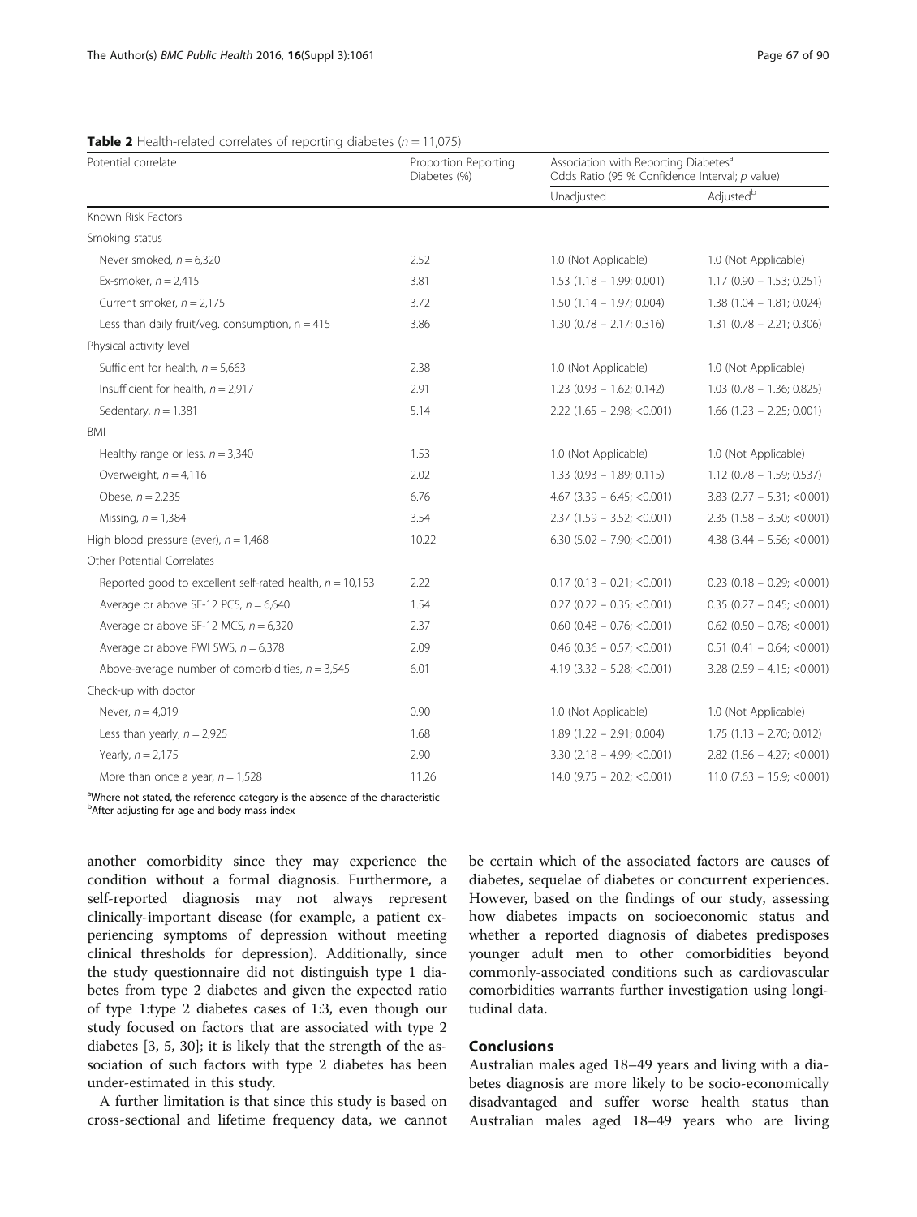**Table 2** Health-related correlates of reporting diabetes ($n = 11,075$)

| Potential correlate | Proportion Reporting Diabetes (%) | Association with Reporting Diabetes[a] Odds Ratio (95 % Confidence Interval; *p* value) | |
|---|---|---|---|
| | | Unadjusted | Adjusted[b] |
| Known Risk Factors | | | |
| Smoking status | | | |
| Never smoked, $n = 6,320$ | 2.52 | 1.0 (Not Applicable) | 1.0 (Not Applicable) |
| Ex-smoker, $n = 2,415$ | 3.81 | 1.53 (1.18 – 1.99; 0.001) | 1.17 (0.90 – 1.53; 0.251) |
| Current smoker, $n = 2,175$ | 3.72 | 1.50 (1.14 – 1.97; 0.004) | 1.38 (1.04 – 1.81; 0.024) |
| Less than daily fruit/veg. consumption, n = 415 | 3.86 | 1.30 (0.78 – 2.17; 0.316) | 1.31 (0.78 – 2.21; 0.306) |
| Physical activity level | | | |
| Sufficient for health, $n = 5,663$ | 2.38 | 1.0 (Not Applicable) | 1.0 (Not Applicable) |
| Insufficient for health, $n = 2,917$ | 2.91 | 1.23 (0.93 – 1.62; 0.142) | 1.03 (0.78 – 1.36; 0.825) |
| Sedentary, $n = 1,381$ | 5.14 | 2.22 (1.65 – 2.98; <0.001) | 1.66 (1.23 – 2.25; 0.001) |
| BMI | | | |
| Healthy range or less, $n = 3,340$ | 1.53 | 1.0 (Not Applicable) | 1.0 (Not Applicable) |
| Overweight, $n = 4,116$ | 2.02 | 1.33 (0.93 – 1.89; 0.115) | 1.12 (0.78 – 1.59; 0.537) |
| Obese, $n = 2,235$ | 6.76 | 4.67 (3.39 – 6.45; <0.001) | 3.83 (2.77 – 5.31; <0.001) |
| Missing, $n = 1,384$ | 3.54 | 2.37 (1.59 – 3.52; <0.001) | 2.35 (1.58 – 3.50; <0.001) |
| High blood pressure (ever), $n = 1,468$ | 10.22 | 6.30 (5.02 – 7.90; <0.001) | 4.38 (3.44 – 5.56; <0.001) |
| Other Potential Correlates | | | |
| Reported good to excellent self-rated health, $n = 10,153$ | 2.22 | 0.17 (0.13 – 0.21; <0.001) | 0.23 (0.18 – 0.29; <0.001) |
| Average or above SF-12 PCS, $n = 6,640$ | 1.54 | 0.27 (0.22 – 0.35; <0.001) | 0.35 (0.27 – 0.45; <0.001) |
| Average or above SF-12 MCS, $n = 6,320$ | 2.37 | 0.60 (0.48 – 0.76; <0.001) | 0.62 (0.50 – 0.78; <0.001) |
| Average or above PWI SWS, $n = 6,378$ | 2.09 | 0.46 (0.36 – 0.57; <0.001) | 0.51 (0.41 – 0.64; <0.001) |
| Above-average number of comorbidities, $n = 3,545$ | 6.01 | 4.19 (3.32 – 5.28; <0.001) | 3.28 (2.59 – 4.15; <0.001) |
| Check-up with doctor | | | |
| Never, $n = 4,019$ | 0.90 | 1.0 (Not Applicable) | 1.0 (Not Applicable) |
| Less than yearly, $n = 2,925$ | 1.68 | 1.89 (1.22 – 2.91; 0.004) | 1.75 (1.13 – 2.70; 0.012) |
| Yearly, $n = 2,175$ | 2.90 | 3.30 (2.18 – 4.99; <0.001) | 2.82 (1.86 – 4.27; <0.001) |
| More than once a year, $n = 1,528$ | 11.26 | 14.0 (9.75 – 20.2; <0.001) | 11.0 (7.63 – 15.9; <0.001) |

[a]Where not stated, the reference category is the absence of the characteristic
[b]After adjusting for age and body mass index

another comorbidity since they may experience the condition without a formal diagnosis. Furthermore, a self-reported diagnosis may not always represent clinically-important disease (for example, a patient experiencing symptoms of depression without meeting clinical thresholds for depression). Additionally, since the study questionnaire did not distinguish type 1 diabetes from type 2 diabetes and given the expected ratio of type 1:type 2 diabetes cases of 1:3, even though our study focused on factors that are associated with type 2 diabetes [3, 5, 30]; it is likely that the strength of the association of such factors with type 2 diabetes has been under-estimated in this study.

A further limitation is that since this study is based on cross-sectional and lifetime frequency data, we cannot be certain which of the associated factors are causes of diabetes, sequelae of diabetes or concurrent experiences. However, based on the findings of our study, assessing how diabetes impacts on socioeconomic status and whether a reported diagnosis of diabetes predisposes younger adult men to other comorbidities beyond commonly-associated conditions such as cardiovascular comorbidities warrants further investigation using longitudinal data.

## Conclusions

Australian males aged 18–49 years and living with a diabetes diagnosis are more likely to be socio-economically disadvantaged and suffer worse health status than Australian males aged 18–49 years who are living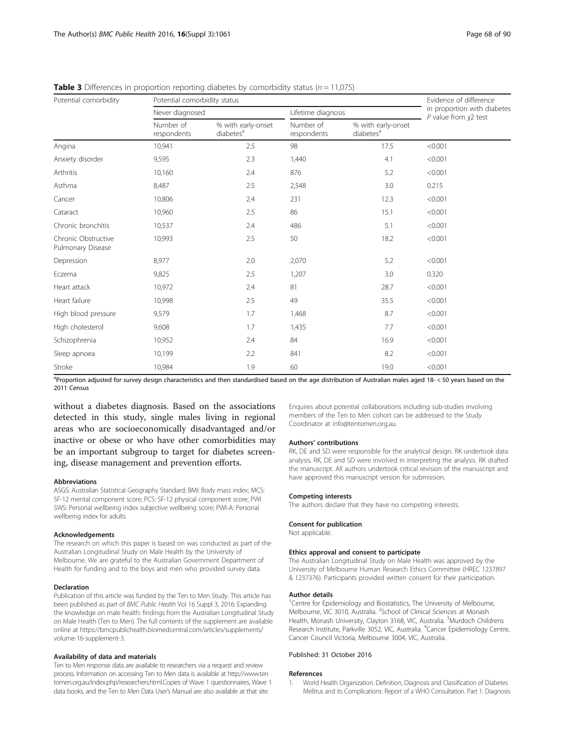**Table 3** Differences in proportion reporting diabetes by comorbidity status ($n = 11,075$)

| Potential comorbidity | Potential comorbidity status | | | | Evidence of difference in proportion with diabetes *P* value from $\chi 2$ test |
|---|---|---|---|---|---|
| | Never diagnosed | | Lifetime diagnosis | | |
| | Number of respondents | % with early-onset diabetes[a] | Number of respondents | % with early-onset diabetes[a] | |
| Angina | 10,941 | 2.5 | 98 | 17.5 | <0.001 |
| Anxiety disorder | 9,595 | 2.3 | 1,440 | 4.1 | <0.001 |
| Arthritis | 10,160 | 2.4 | 876 | 5.2 | <0.001 |
| Asthma | 8,487 | 2.5 | 2,548 | 3.0 | 0.215 |
| Cancer | 10,806 | 2.4 | 231 | 12.3 | <0.001 |
| Cataract | 10,960 | 2.5 | 86 | 15.1 | <0.001 |
| Chronic bronchitis | 10,537 | 2.4 | 486 | 5.1 | <0.001 |
| Chronic Obstructive Pulmonary Disease | 10,993 | 2.5 | 50 | 18.2 | <0.001 |
| Depression | 8,977 | 2.0 | 2,070 | 5.2 | <0.001 |
| Eczema | 9,825 | 2.5 | 1,207 | 3.0 | 0.320 |
| Heart attack | 10,972 | 2.4 | 81 | 28.7 | <0.001 |
| Heart failure | 10,998 | 2.5 | 49 | 35.5 | <0.001 |
| High blood pressure | 9,579 | 1.7 | 1,468 | 8.7 | <0.001 |
| High cholesterol | 9,608 | 1.7 | 1,435 | 7.7 | <0.001 |
| Schizophrenia | 10,952 | 2.4 | 84 | 16.9 | <0.001 |
| Sleep apnoea | 10,199 | 2.2 | 841 | 8.2 | <0.001 |
| Stroke | 10,984 | 1.9 | 60 | 19.0 | <0.001 |

[a]Proportion adjusted for survey design characteristics and then standardised based on the age distribution of Australian males aged 18- < 50 years based on the 2011 Census

without a diabetes diagnosis. Based on the associations detected in this study, single males living in regional areas who are socioeconomically disadvantaged and/or inactive or obese or who have other comorbidities may be an important subgroup to target for diabetes screening, disease management and prevention efforts.

#### Abbreviations

ASGS: Australian Statistical Geography Standard; BMI: Body mass index; MCS: SF-12 mental component score; PCS: SF-12 physical component score; PWI SWS: Personal wellbeing index subjective wellbeing score; PWI-A: Personal wellbeing index for adults

#### Acknowledgements

The research on which this paper is based on was conducted as part of the Australian Longitudinal Study on Male Health by the University of Melbourne. We are grateful to the Australian Government Department of Health for funding and to the boys and men who provided survey data.

#### Declaration

Publication of this article was funded by the Ten to Men Study. This article has been published as part of *BMC Public Health* Vol 16 Suppl 3, 2016: Expanding the knowledge on male health: findings from the Australian Longitudinal Study on Male Health (Ten to Men). The full contents of the supplement are available online at https://bmcpublichealth.biomedcentral.com/articles/supplements/volume-16-supplement-3.

#### Availability of data and materials

Ten to Men response data are available to researchers via a request and review process. Information on accessing Ten to Men data is available at http://www.tentomen.org.au/index.php/researchers.html.Copies of Wave 1 questionnaires, Wave 1 data books, and the Ten to Men Data User's Manual are also available at that site.

Enquires about potential collaborations including sub-studies involving members of the Ten to Men cohort can be addressed to the Study Coordinator at info@tentomen.org.au.

#### Authors' contributions

RK, DE and SD were responsible for the analytical design. RK undertook data analysis. RK, DE and SD were involved in interpreting the analysis. RK drafted the manuscript. All authors undertook critical revision of the manuscript and have approved this manuscript version for submission.

#### Competing interests

The authors declare that they have no competing interests.

#### Consent for publication

Not applicable.

#### Ethics approval and consent to participate

The Australian Longitudinal Study on Male Health was approved by the University of Melbourne Human Research Ethics Committee (HREC 1237897 & 1237376). Participants provided written consent for their participation.

#### Author details

[1]Centre for Epidemiology and Biostatistics, The University of Melbourne, Melbourne, VIC 3010, Australia. [2]School of Clinical Sciences at Monash Health, Monash University, Clayton 3168, VIC, Australia. [3]Murdoch Childrens Research Institute, Parkville 3052, VIC, Australia. [4]Cancer Epidemiology Centre, Cancer Council Victoria, Melbourne 3004, VIC, Australia.

Published: 31 October 2016

#### References

1. World Health Organization. Definition, Diagnosis and Classification of Diabetes Mellitus and its Complications: Report of a WHO Consultation. Part 1: Diagnosis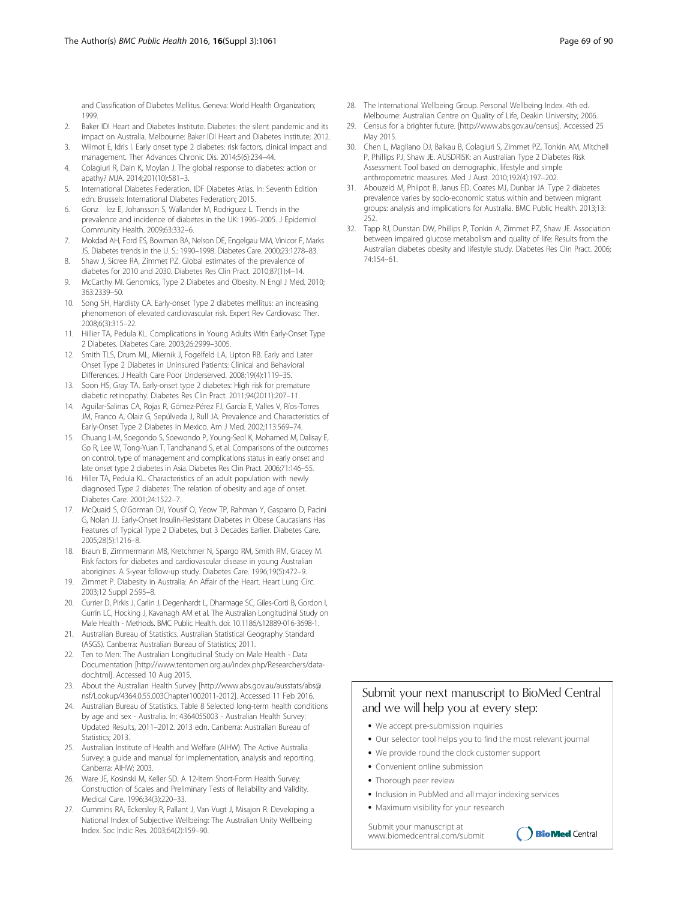and Classification of Diabetes Mellitus. Geneva: World Health Organization; 1999.

2. Baker IDI Heart and Diabetes Institute. Diabetes: the silent pandemic and its impact on Australia. Melbourne: Baker IDI Heart and Diabetes Institute; 2012.
3. Wilmot E, Idris I. Early onset type 2 diabetes: risk factors, clinical impact and management. Ther Advances Chronic Dis. 2014;5(6):234–44.
4. Colagiuri R, Dain K, Moylan J. The global response to diabetes: action or apathy? MJA. 2014;201(10):581–3.
5. International Diabetes Federation. IDF Diabetes Atlas. In: Seventh Edition edn. Brussels: International Diabetes Federation; 2015.
6. Gonz lez E, Johansson S, Wallander M, Rodriguez L. Trends in the prevalence and incidence of diabetes in the UK: 1996–2005. J Epidemiol Community Health. 2009;63:332–6.
7. Mokdad AH, Ford ES, Bowman BA, Nelson DE, Engelgau MM, Vinicor F, Marks JS. Diabetes trends in the U. S.: 1990–1998. Diabetes Care. 2000;23:1278–83.
8. Shaw J, Sicree RA, Zimmet PZ. Global estimates of the prevalence of diabetes for 2010 and 2030. Diabetes Res Clin Pract. 2010;87(1):4–14.
9. McCarthy MI. Genomics, Type 2 Diabetes and Obesity. N Engl J Med. 2010; 363:2339–50.
10. Song SH, Hardisty CA. Early-onset Type 2 diabetes mellitus: an increasing phenomenon of elevated cardiovascular risk. Expert Rev Cardiovasc Ther. 2008;6(3):315–22.
11. Hillier TA, Pedula KL. Complications in Young Adults With Early-Onset Type 2 Diabetes. Diabetes Care. 2003;26:2999–3005.
12. Smith TLS, Drum ML, Miernik J, Fogelfeld LA, Lipton RB. Early and Later Onset Type 2 Diabetes in Uninsured Patients: Clinical and Behavioral Differences. J Health Care Poor Underserved. 2008;19(4):1119–35.
13. Soon HS, Gray TA. Early-onset type 2 diabetes: High risk for premature diabetic retinopathy. Diabetes Res Clin Pract. 2011;94(2011):207–11.
14. Aguilar-Salinas CA, Rojas R, Gómez-Pérez FJ, García E, Valles V, Ríos-Torres JM, Franco A, Olaiz G, Sepúlveda J, Rull JA. Prevalence and Characteristics of Early-Onset Type 2 Diabetes in Mexico. Am J Med. 2002;113:569–74.
15. Chuang L-M, Soegondo S, Soewondo P, Young-Seol K, Mohamed M, Dalisay E, Go R, Lee W, Tong-Yuan T, Tandhanand S, et al. Comparisons of the outcomes on control, type of management and complications status in early onset and late onset type 2 diabetes in Asia. Diabetes Res Clin Pract. 2006;71:146–55.
16. Hiller TA, Pedula KL. Characteristics of an adult population with newly diagnosed Type 2 diabetes: The relation of obesity and age of onset. Diabetes Care. 2001;24:1522–7.
17. McQuaid S, O'Gorman DJ, Yousif O, Yeow TP, Rahman Y, Gasparro D, Pacini G, Nolan JJ. Early-Onset Insulin-Resistant Diabetes in Obese Caucasians Has Features of Typical Type 2 Diabetes, but 3 Decades Earlier. Diabetes Care. 2005;28(5):1216–8.
18. Braun B, Zimmermann MB, Kretchmer N, Spargo RM, Smith RM, Gracey M. Risk factors for diabetes and cardiovascular disease in young Australian aborigines. A 5-year follow-up study. Diabetes Care. 1996;19(5):472–9.
19. Zimmet P. Diabesity in Australia: An Affair of the Heart. Heart Lung Circ. 2003;12 Suppl 2:S95–8.
20. Currier D, Pirkis J, Carlin J, Degenhardt L, Dharmage SC, Giles-Corti B, Gordon I, Gurrin LC, Hocking J, Kavanagh AM et al. The Australian Longitudinal Study on Male Health - Methods. BMC Public Health. doi: 10.1186/s12889-016-3698-1.
21. Australian Bureau of Statistics. Australian Statistical Geography Standard (ASGS). Canberra: Australian Bureau of Statistics; 2011.
22. Ten to Men: The Australian Longitudinal Study on Male Health - Data Documentation [http://www.tentomen.org.au/index.php/Researchers/data-doc.html]. Accessed 10 Aug 2015.
23. About the Australian Health Survey [http://www.abs.gov.au/ausstats/abs@.nsf/Lookup/4364.0.55.003Chapter1002011-2012]. Accessed 11 Feb 2016.
24. Australian Bureau of Statistics. Table 8 Selected long-term health conditions by age and sex - Australia. In: 4364055003 - Australian Health Survey: Updated Results, 2011–2012. 2013 edn. Canberra: Australian Bureau of Statistics; 2013.
25. Australian Institute of Health and Welfare (AIHW). The Active Australia Survey: a guide and manual for implementation, analysis and reporting. Canberra: AIHW; 2003.
26. Ware JE, Kosinski M, Keller SD. A 12-Item Short-Form Health Survey: Construction of Scales and Preliminary Tests of Reliability and Validity. Medical Care. 1996;34(3):220–33.
27. Cummins RA, Eckersley R, Pallant J, Van Vugt J, Misajon R. Developing a National Index of Subjective Wellbeing: The Australian Unity Wellbeing Index. Soc Indic Res. 2003;64(2):159–90.
28. The International Wellbeing Group. Personal Wellbeing Index. 4th ed. Melbourne: Australian Centre on Quality of Life, Deakin University; 2006.
29. Census for a brighter future. [http://www.abs.gov.au/census]. Accessed 25 May 2015.
30. Chen L, Magliano DJ, Balkau B, Colagiuri S, Zimmet PZ, Tonkin AM, Mitchell P, Phillips PJ, Shaw JE. AUSDRISK: an Australian Type 2 Diabetes Risk Assessment Tool based on demographic, lifestyle and simple anthropometric measures. Med J Aust. 2010;192(4):197–202.
31. Abouzeid M, Philpot B, Janus ED, Coates MJ, Dunbar JA. Type 2 diabetes prevalence varies by socio-economic status within and between migrant groups: analysis and implications for Australia. BMC Public Health. 2013;13:252.
32. Tapp RJ, Dunstan DW, Phillips P, Tonkin A, Zimmet PZ, Shaw JE. Association between impaired glucose metabolism and quality of life: Results from the Australian diabetes obesity and lifestyle study. Diabetes Res Clin Pract. 2006; 74:154–61.

Submit your next manuscript to BioMed Central and we will help you at every step:

- We accept pre-submission inquiries
- Our selector tool helps you to find the most relevant journal
- We provide round the clock customer support
- Convenient online submission
- Thorough peer review
- Inclusion in PubMed and all major indexing services
- Maximum visibility for your research

Submit your manuscript at www.biomedcentral.com/submit

BioMed Central